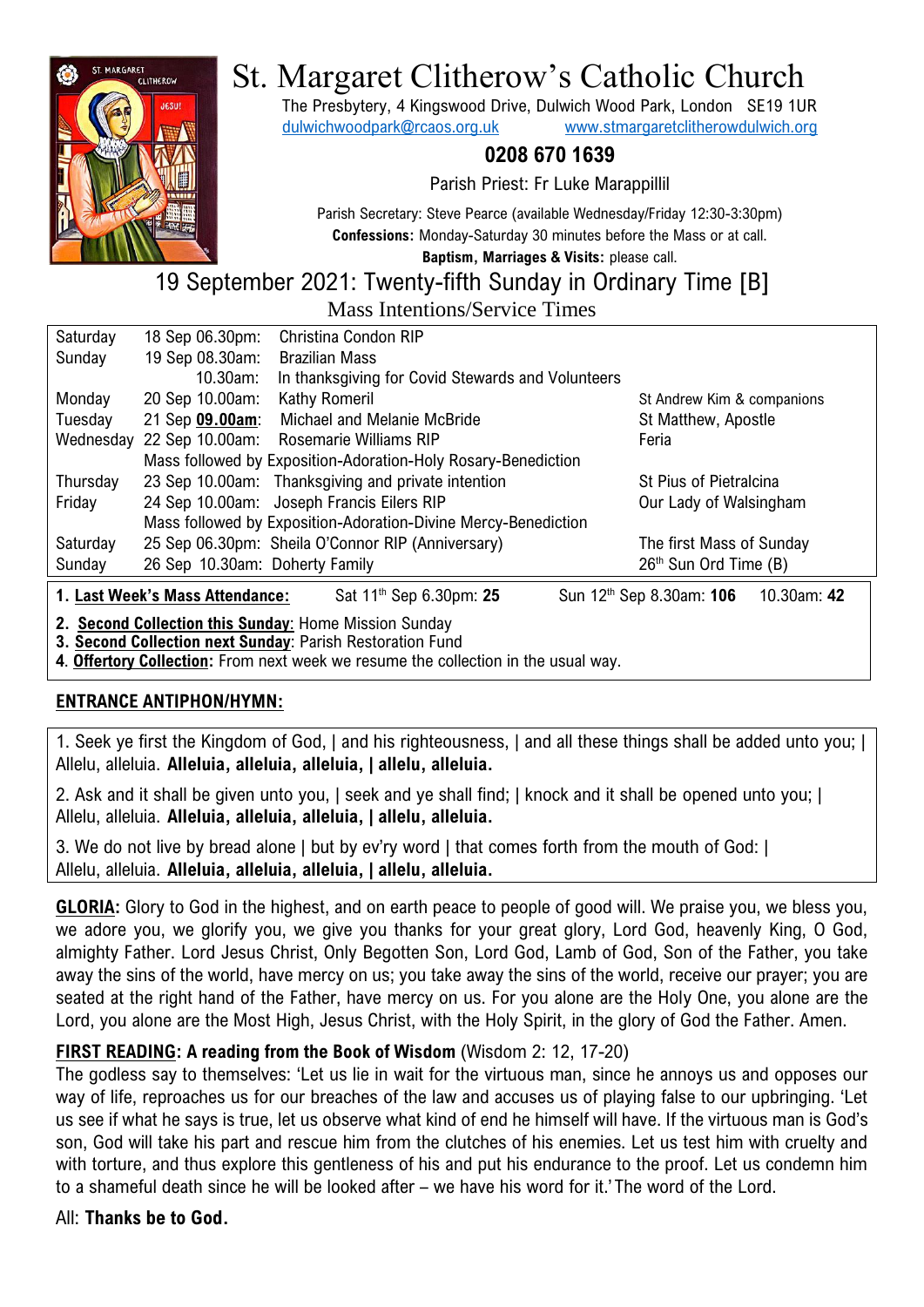# St. Margaret Clitherow's Catholic Church

The Presbytery, 4 Kingswood Drive, Dulwich Wood Park, London SE19 1UR
dulwichwoodpark@rcaos.org.uk www.stmargaretclitherowdulwich.org

**0208 670 1639**

Parish Priest: Fr Luke Marappillil

Parish Secretary: Steve Pearce (available Wednesday/Friday 12:30-3:30pm)
**Confessions:** Monday-Saturday 30 minutes before the Mass or at call.
**Baptism, Marriages & Visits:** please call.

## 19 September 2021: Twenty-fifth Sunday in Ordinary Time [B]

### Mass Intentions/Service Times

| | | | |
|---|---|---|---|
| Saturday | 18 Sep 06.30pm: | Christina Condon RIP | |
| Sunday | 19 Sep 08.30am: | Brazilian Mass | |
| | 10.30am: | In thanksgiving for Covid Stewards and Volunteers | |
| Monday | 20 Sep 10.00am: | Kathy Romeril | St Andrew Kim & companions |
| Tuesday | 21 Sep **09.00am**: | Michael and Melanie McBride | St Matthew, Apostle |
| Wednesday | 22 Sep 10.00am: | Rosemarie Williams RIP | Feria |
| | Mass followed by Exposition-Adoration-Holy Rosary-Benediction | | |
| Thursday | 23 Sep 10.00am: | Thanksgiving and private intention | St Pius of Pietralcina |
| Friday | 24 Sep 10.00am: | Joseph Francis Eilers RIP | Our Lady of Walsingham |
| | Mass followed by Exposition-Adoration-Divine Mercy-Benediction | | |
| Saturday | 25 Sep 06.30pm: | Sheila O'Connor RIP (Anniversary) | The first Mass of Sunday |
| Sunday | 26 Sep 10.30am: | Doherty Family | 26th Sun Ord Time (B) |

1. **Last Week's Mass Attendance:** Sat 11th Sep 6.30pm: **25** Sun 12th Sep 8.30am: **106** 10.30am: **42**
2. **Second Collection this Sunday**: Home Mission Sunday
3. **Second Collection next Sunday**: Parish Restoration Fund
4. **Offertory Collection:** From next week we resume the collection in the usual way.

**ENTRANCE ANTIPHON/HYMN:**

1. Seek ye first the Kingdom of God, | and his righteousness, | and all these things shall be added unto you; | Allelu, alleluia. **Alleluia, alleluia, alleluia, | allelu, alleluia.**

2. Ask and it shall be given unto you, | seek and ye shall find; | knock and it shall be opened unto you; | Allelu, alleluia. **Alleluia, alleluia, alleluia, | allelu, alleluia.**

3. We do not live by bread alone | but by ev'ry word | that comes forth from the mouth of God: | Allelu, alleluia. **Alleluia, alleluia, alleluia, | allelu, alleluia.**

**GLORIA:** Glory to God in the highest, and on earth peace to people of good will. We praise you, we bless you, we adore you, we glorify you, we give you thanks for your great glory, Lord God, heavenly King, O God, almighty Father. Lord Jesus Christ, Only Begotten Son, Lord God, Lamb of God, Son of the Father, you take away the sins of the world, have mercy on us; you take away the sins of the world, receive our prayer; you are seated at the right hand of the Father, have mercy on us. For you alone are the Holy One, you alone are the Lord, you alone are the Most High, Jesus Christ, with the Holy Spirit, in the glory of God the Father. Amen.

**FIRST READING: A reading from the Book of Wisdom** (Wisdom 2: 12, 17-20)
The godless say to themselves: 'Let us lie in wait for the virtuous man, since he annoys us and opposes our way of life, reproaches us for our breaches of the law and accuses us of playing false to our upbringing. 'Let us see if what he says is true, let us observe what kind of end he himself will have. If the virtuous man is God's son, God will take his part and rescue him from the clutches of his enemies. Let us test him with cruelty and with torture, and thus explore this gentleness of his and put his endurance to the proof. Let us condemn him to a shameful death since he will be looked after – we have his word for it.' The word of the Lord.

All: **Thanks be to God.**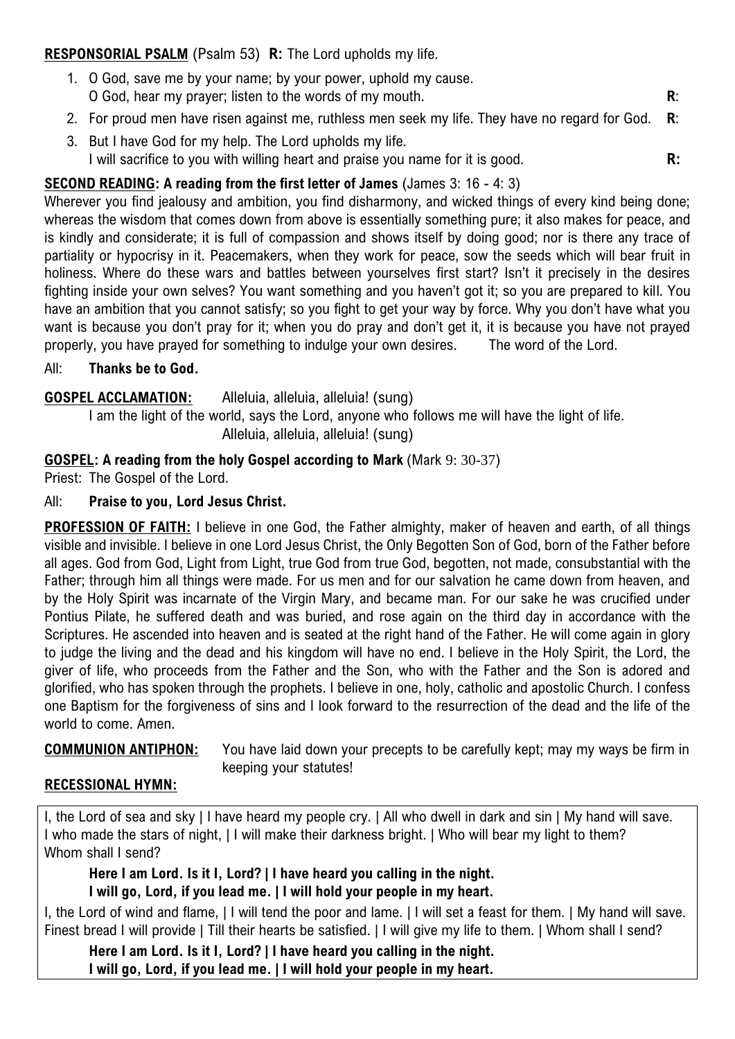**RESPONSORIAL PSALM** (Psalm 53) **R:** The Lord upholds my life.

1. O God, save me by your name; by your power, uphold my cause.
   O God, hear my prayer; listen to the words of my mouth. **R**:
2. For proud men have risen against me, ruthless men seek my life. They have no regard for God. **R**:
3. But I have God for my help. The Lord upholds my life.
   I will sacrifice to you with willing heart and praise you name for it is good. **R:**

**SECOND READING: A reading from the first letter of James** (James 3: 16 - 4: 3)

Wherever you find jealousy and ambition, you find disharmony, and wicked things of every kind being done; whereas the wisdom that comes down from above is essentially something pure; it also makes for peace, and is kindly and considerate; it is full of compassion and shows itself by doing good; nor is there any trace of partiality or hypocrisy in it. Peacemakers, when they work for peace, sow the seeds which will bear fruit in holiness. Where do these wars and battles between yourselves first start? Isn't it precisely in the desires fighting inside your own selves? You want something and you haven't got it; so you are prepared to kill. You have an ambition that you cannot satisfy; so you fight to get your way by force. Why you don't have what you want is because you don't pray for it; when you do pray and don't get it, it is because you have not prayed properly, you have prayed for something to indulge your own desires. The word of the Lord.

All: **Thanks be to God.**

**GOSPEL ACCLAMATION:** Alleluia, alleluia, alleluia! (sung)

I am the light of the world, says the Lord, anyone who follows me will have the light of life.
Alleluia, alleluia, alleluia! (sung)

**GOSPEL: A reading from the holy Gospel according to Mark** (Mark 9: 30-37)

Priest: The Gospel of the Lord.

All: **Praise to you, Lord Jesus Christ.**

**PROFESSION OF FAITH:** I believe in one God, the Father almighty, maker of heaven and earth, of all things visible and invisible. I believe in one Lord Jesus Christ, the Only Begotten Son of God, born of the Father before all ages. God from God, Light from Light, true God from true God, begotten, not made, consubstantial with the Father; through him all things were made. For us men and for our salvation he came down from heaven, and by the Holy Spirit was incarnate of the Virgin Mary, and became man. For our sake he was crucified under Pontius Pilate, he suffered death and was buried, and rose again on the third day in accordance with the Scriptures. He ascended into heaven and is seated at the right hand of the Father. He will come again in glory to judge the living and the dead and his kingdom will have no end. I believe in the Holy Spirit, the Lord, the giver of life, who proceeds from the Father and the Son, who with the Father and the Son is adored and glorified, who has spoken through the prophets. I believe in one, holy, catholic and apostolic Church. I confess one Baptism for the forgiveness of sins and I look forward to the resurrection of the dead and the life of the world to come. Amen.

**COMMUNION ANTIPHON:** You have laid down your precepts to be carefully kept; may my ways be firm in keeping your statutes!

**RECESSIONAL HYMN:**

I, the Lord of sea and sky | I have heard my people cry. | All who dwell in dark and sin | My hand will save.
I who made the stars of night, | I will make their darkness bright. | Who will bear my light to them?
Whom shall I send?

**Here I am Lord. Is it I, Lord? | I have heard you calling in the night.**
**I will go, Lord, if you lead me. | I will hold your people in my heart.**

I, the Lord of wind and flame, | I will tend the poor and lame. | I will set a feast for them. | My hand will save.
Finest bread I will provide | Till their hearts be satisfied. | I will give my life to them. | Whom shall I send?

**Here I am Lord. Is it I, Lord? | I have heard you calling in the night.**
**I will go, Lord, if you lead me. | I will hold your people in my heart.**